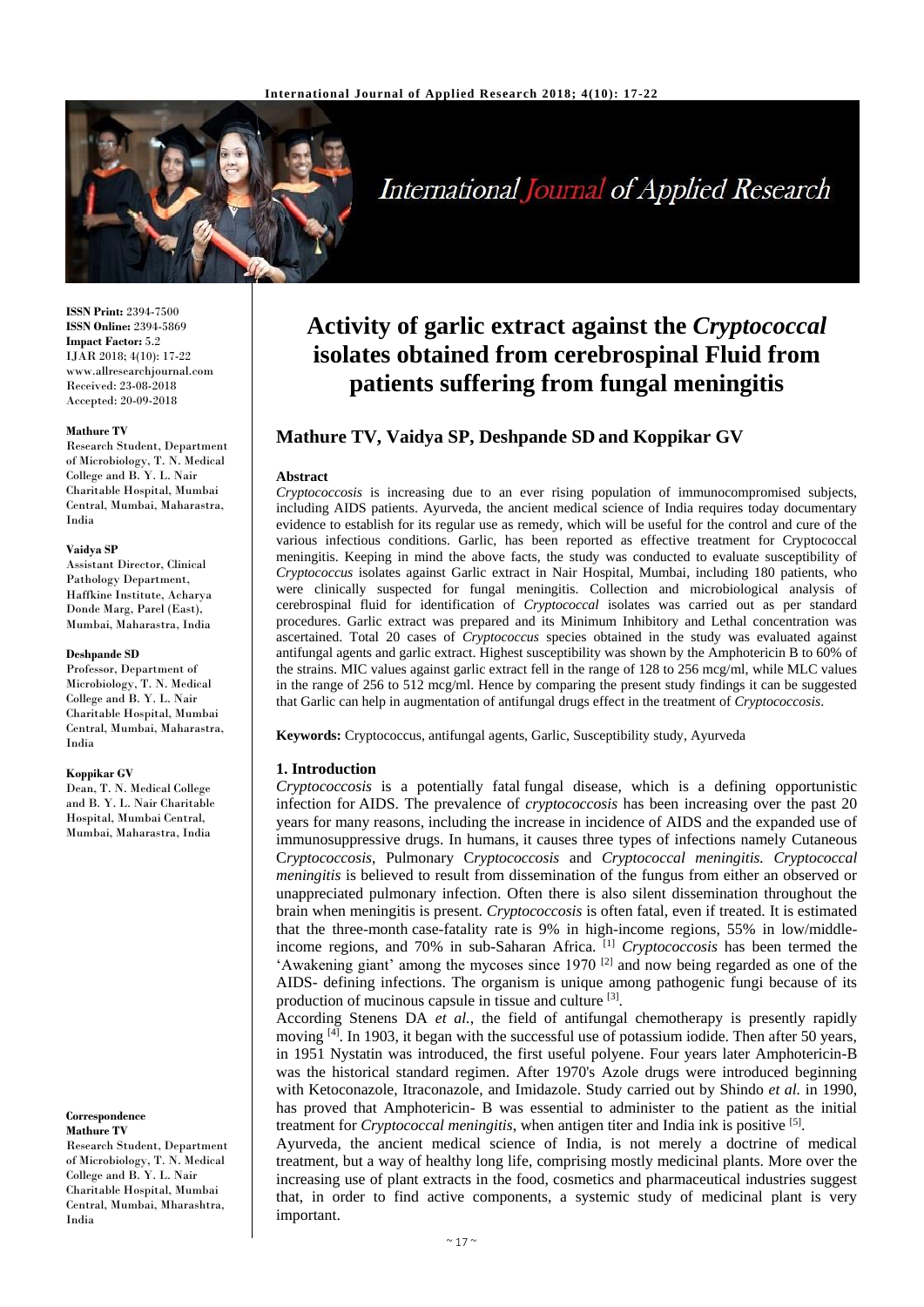# Activity of garlic extract against the *Cryptococcal* isolates obtained from cerebrospinal Fluid from patients suffering from fungal meningitis

## Mathure TV, Vaidya SP, Deshpande SD and Koppikar GV

**ISSN Print:** 2394-7500
**ISSN Online:** 2394-5869
**Impact Factor:** 5.2
IJAR 2018; 4(10): 17-22
www.allresearchjournal.com
Received: 23-08-2018
Accepted: 20-09-2018

**Mathure TV**
Research Student, Department of Microbiology, T. N. Medical College and B. Y. L. Nair Charitable Hospital, Mumbai Central, Mumbai, Maharastra, India

**Vaidya SP**
Assistant Director, Clinical Pathology Department, Haffkine Institute, Acharya Donde Marg, Parel (East), Mumbai, Maharastra, India

**Deshpande SD**
Professor, Department of Microbiology, T. N. Medical College and B. Y. L. Nair Charitable Hospital, Mumbai Central, Mumbai, Maharastra, India

**Koppikar GV**
Dean, T. N. Medical College and B. Y. L. Nair Charitable Hospital, Mumbai Central, Mumbai, Maharastra, India

**Correspondence**
**Mathure TV**
Research Student, Department of Microbiology, T. N. Medical College and B. Y. L. Nair Charitable Hospital, Mumbai Central, Mumbai, Mharashtra, India

**Abstract**

*Cryptococcosis* is increasing due to an ever rising population of immunocompromised subjects, including AIDS patients. Ayurveda, the ancient medical science of India requires today documentary evidence to establish for its regular use as remedy, which will be useful for the control and cure of the various infectious conditions. Garlic, has been reported as effective treatment for Cryptococcal meningitis. Keeping in mind the above facts, the study was conducted to evaluate susceptibility of *Cryptococcus* isolates against Garlic extract in Nair Hospital, Mumbai, including 180 patients, who were clinically suspected for fungal meningitis. Collection and microbiological analysis of cerebrospinal fluid for identification of *Cryptococcal* isolates was carried out as per standard procedures. Garlic extract was prepared and its Minimum Inhibitory and Lethal concentration was ascertained. Total 20 cases of *Cryptococcus* species obtained in the study was evaluated against antifungal agents and garlic extract. Highest susceptibility was shown by the Amphotericin B to 60% of the strains. MIC values against garlic extract fell in the range of 128 to 256 mcg/ml, while MLC values in the range of 256 to 512 mcg/ml. Hence by comparing the present study findings it can be suggested that Garlic can help in augmentation of antifungal drugs effect in the treatment of *Cryptococcosis*.

**Keywords:** Cryptococcus, antifungal agents, Garlic, Susceptibility study, Ayurveda

### 1. Introduction

*Cryptococcosis* is a potentially fatal fungal disease, which is a defining opportunistic infection for AIDS. The prevalence of *cryptococcosis* has been increasing over the past 20 years for many reasons, including the increase in incidence of AIDS and the expanded use of immunosuppressive drugs. In humans, it causes three types of infections namely Cutaneous C*ryptococcosis*, Pulmonary C*ryptococcosis* and *Cryptococcal meningitis. Cryptococcal meningitis* is believed to result from dissemination of the fungus from either an observed or unappreciated pulmonary infection. Often there is also silent dissemination throughout the brain when meningitis is present. *Cryptococcosis* is often fatal, even if treated. It is estimated that the three-month case-fatality rate is 9% in high-income regions, 55% in low/middle-income regions, and 70% in sub-Saharan Africa. [1] *Cryptococcosis* has been termed the 'Awakening giant' among the mycoses since 1970 [2] and now being regarded as one of the AIDS- defining infections. The organism is unique among pathogenic fungi because of its production of mucinous capsule in tissue and culture [3].

According Stenens DA *et al.*, the field of antifungal chemotherapy is presently rapidly moving [4]. In 1903, it began with the successful use of potassium iodide. Then after 50 years, in 1951 Nystatin was introduced, the first useful polyene. Four years later Amphotericin-B was the historical standard regimen. After 1970's Azole drugs were introduced beginning with Ketoconazole, Itraconazole, and Imidazole. Study carried out by Shindo *et al.* in 1990, has proved that Amphotericin- B was essential to administer to the patient as the initial treatment for *Cryptococcal meningitis*, when antigen titer and India ink is positive [5].

Ayurveda, the ancient medical science of India, is not merely a doctrine of medical treatment, but a way of healthy long life, comprising mostly medicinal plants. More over the increasing use of plant extracts in the food, cosmetics and pharmaceutical industries suggest that, in order to find active components, a systemic study of medicinal plant is very important.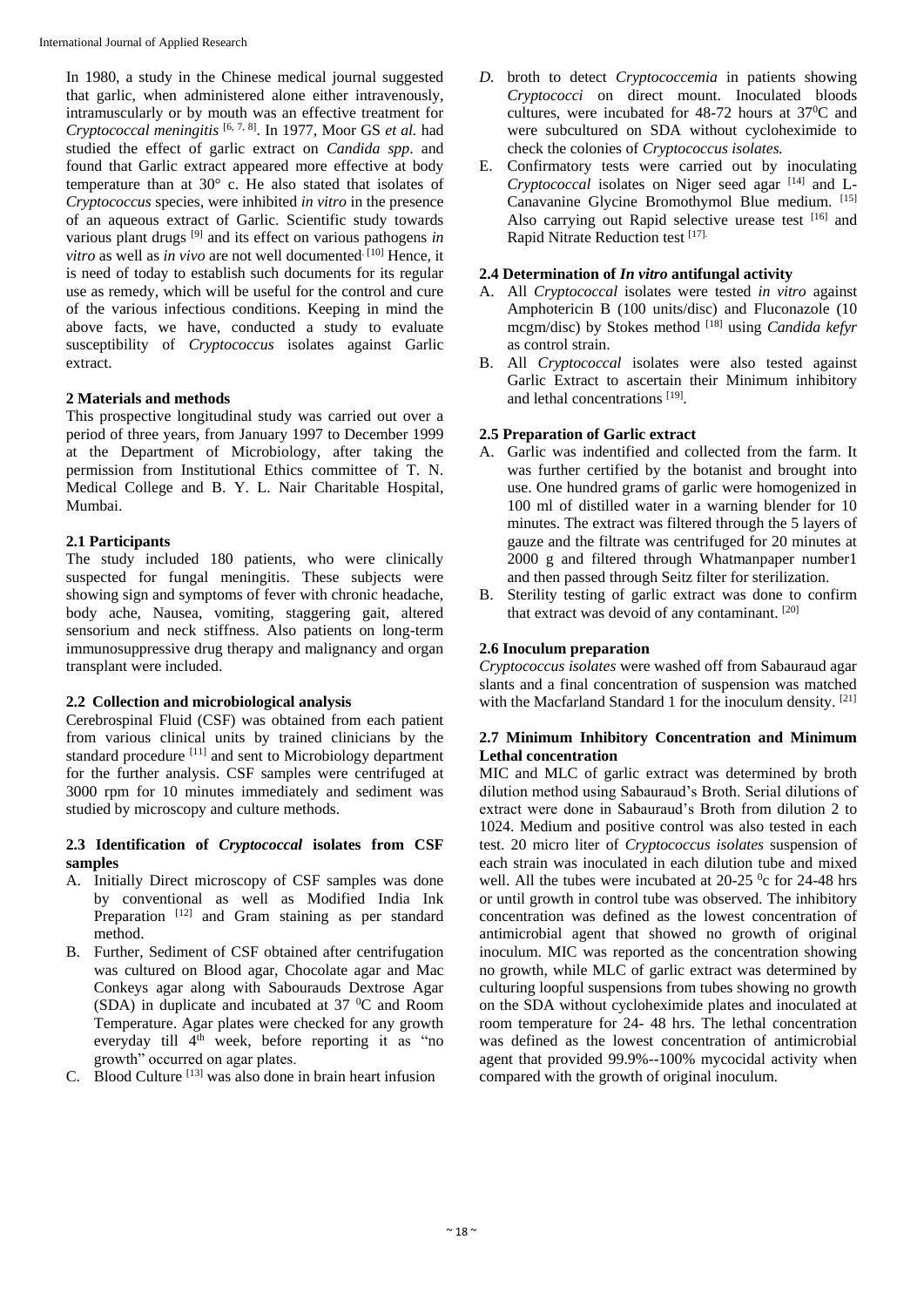In 1980, a study in the Chinese medical journal suggested that garlic, when administered alone either intravenously, intramuscularly or by mouth was an effective treatment for *Cryptococcal meningitis* [6, 7, 8]. In 1977, Moor GS *et al.* had studied the effect of garlic extract on *Candida spp*. and found that Garlic extract appeared more effective at body temperature than at 30° c. He also stated that isolates of *Cryptococcus* species, were inhibited *in vitro* in the presence of an aqueous extract of Garlic. Scientific study towards various plant drugs [9] and its effect on various pathogens *in vitro* as well as *in vivo* are not well documented. [10] Hence, it is need of today to establish such documents for its regular use as remedy, which will be useful for the control and cure of the various infectious conditions. Keeping in mind the above facts, we have, conducted a study to evaluate susceptibility of *Cryptococcus* isolates against Garlic extract.

## 2 Materials and methods

This prospective longitudinal study was carried out over a period of three years, from January 1997 to December 1999 at the Department of Microbiology, after taking the permission from Institutional Ethics committee of T. N. Medical College and B. Y. L. Nair Charitable Hospital, Mumbai.

### 2.1 Participants

The study included 180 patients, who were clinically suspected for fungal meningitis. These subjects were showing sign and symptoms of fever with chronic headache, body ache, Nausea, vomiting, staggering gait, altered sensorium and neck stiffness. Also patients on long-term immunosuppressive drug therapy and malignancy and organ transplant were included.

### 2.2 Collection and microbiological analysis

Cerebrospinal Fluid (CSF) was obtained from each patient from various clinical units by trained clinicians by the standard procedure [11] and sent to Microbiology department for the further analysis. CSF samples were centrifuged at 3000 rpm for 10 minutes immediately and sediment was studied by microscopy and culture methods.

### 2.3 Identification of *Cryptococcal* isolates from CSF samples

A. Initially Direct microscopy of CSF samples was done by conventional as well as Modified India Ink Preparation [12] and Gram staining as per standard method.
B. Further, Sediment of CSF obtained after centrifugation was cultured on Blood agar, Chocolate agar and Mac Conkeys agar along with Sabourauds Dextrose Agar (SDA) in duplicate and incubated at 37 $^{0}$C and Room Temperature. Agar plates were checked for any growth everyday till 4th week, before reporting it as "no growth" occurred on agar plates.
C. Blood Culture [13] was also done in brain heart infusion
D. broth to detect *Cryptococcemia* in patients showing *Cryptococci* on direct mount. Inoculated bloods cultures, were incubated for 48-72 hours at 37$^{0}$C and were subcultured on SDA without cycloheximide to check the colonies of *Cryptococcus isolates.*
E. Confirmatory tests were carried out by inoculating *Cryptococcal* isolates on Niger seed agar [14] and L-Canavanine Glycine Bromothymol Blue medium. [15] Also carrying out Rapid selective urease test [16] and Rapid Nitrate Reduction test [17].

### 2.4 Determination of *In vitro* antifungal activity

A. All *Cryptococcal* isolates were tested *in vitro* against Amphotericin B (100 units/disc) and Fluconazole (10 mcgm/disc) by Stokes method [18] using *Candida kefyr* as control strain.
B. All *Cryptococcal* isolates were also tested against Garlic Extract to ascertain their Minimum inhibitory and lethal concentrations [19].

### 2.5 Preparation of Garlic extract

A. Garlic was indentified and collected from the farm. It was further certified by the botanist and brought into use. One hundred grams of garlic were homogenized in 100 ml of distilled water in a warning blender for 10 minutes. The extract was filtered through the 5 layers of gauze and the filtrate was centrifuged for 20 minutes at 2000 g and filtered through Whatmanpaper number1 and then passed through Seitz filter for sterilization.
B. Sterility testing of garlic extract was done to confirm that extract was devoid of any contaminant. [20]

### 2.6 Inoculum preparation

*Cryptococcus isolates* were washed off from Sabauraud agar slants and a final concentration of suspension was matched with the Macfarland Standard 1 for the inoculum density. [21]

### 2.7 Minimum Inhibitory Concentration and Minimum Lethal concentration

MIC and MLC of garlic extract was determined by broth dilution method using Sabauraud's Broth. Serial dilutions of extract were done in Sabauraud's Broth from dilution 2 to 1024. Medium and positive control was also tested in each test. 20 micro liter of *Cryptococcus isolates* suspension of each strain was inoculated in each dilution tube and mixed well. All the tubes were incubated at 20-25 $^{0}$c for 24-48 hrs or until growth in control tube was observed. The inhibitory concentration was defined as the lowest concentration of antimicrobial agent that showed no growth of original inoculum. MIC was reported as the concentration showing no growth, while MLC of garlic extract was determined by culturing loopful suspensions from tubes showing no growth on the SDA without cycloheximide plates and inoculated at room temperature for 24- 48 hrs. The lethal concentration was defined as the lowest concentration of antimicrobial agent that provided 99.9%--100% mycocidal activity when compared with the growth of original inoculum.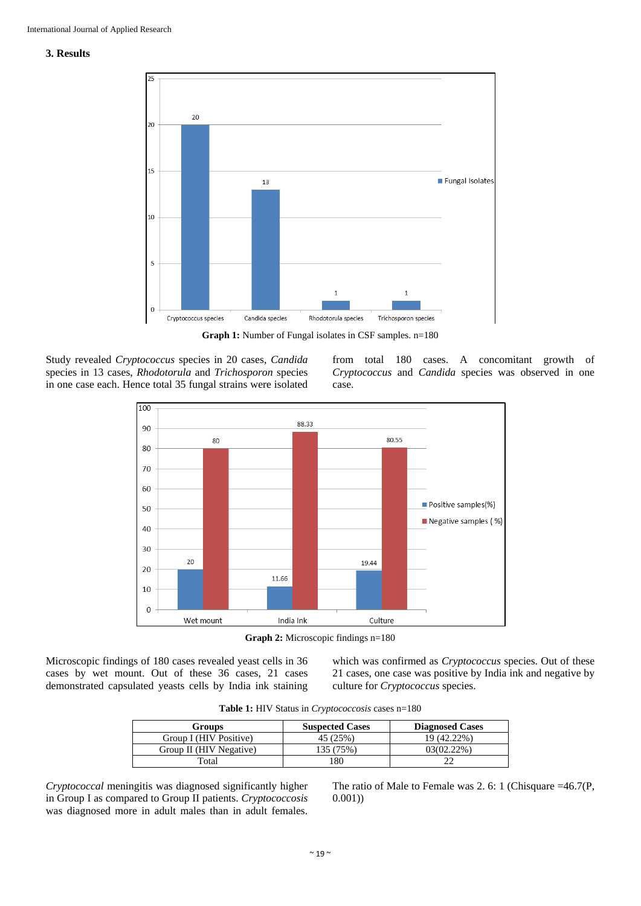## 3. Results

**Graph 1:** Number of Fungal isolates in CSF samples. n=180

Study revealed *Cryptococcus* species in 20 cases, *Candida* species in 13 cases, *Rhodotorula* and *Trichosporon* species in one case each. Hence total 35 fungal strains were isolated from total 180 cases. A concomitant growth of *Cryptococcus* and *Candida* species was observed in one case.

**Graph 2:** Microscopic findings n=180

Microscopic findings of 180 cases revealed yeast cells in 36 cases by wet mount. Out of these 36 cases, 21 cases demonstrated capsulated yeasts cells by India ink staining which was confirmed as *Cryptococcus* species. Out of these 21 cases, one case was positive by India ink and negative by culture for *Cryptococcus* species.

**Table 1:** HIV Status in *Cryptococcosis* cases n=180

| Groups | Suspected Cases | Diagnosed Cases |
|---|---|---|
| Group I (HIV Positive) | 45 (25%) | 19 (42.22%) |
| Group II (HIV Negative) | 135 (75%) | 03(02.22%) |
| Total | 180 | 22 |

*Cryptococcal* meningitis was diagnosed significantly higher in Group I as compared to Group II patients. *Cryptococcosis* was diagnosed more in adult males than in adult females. The ratio of Male to Female was 2. 6: 1 (Chisquare =46.7(P, 0.001))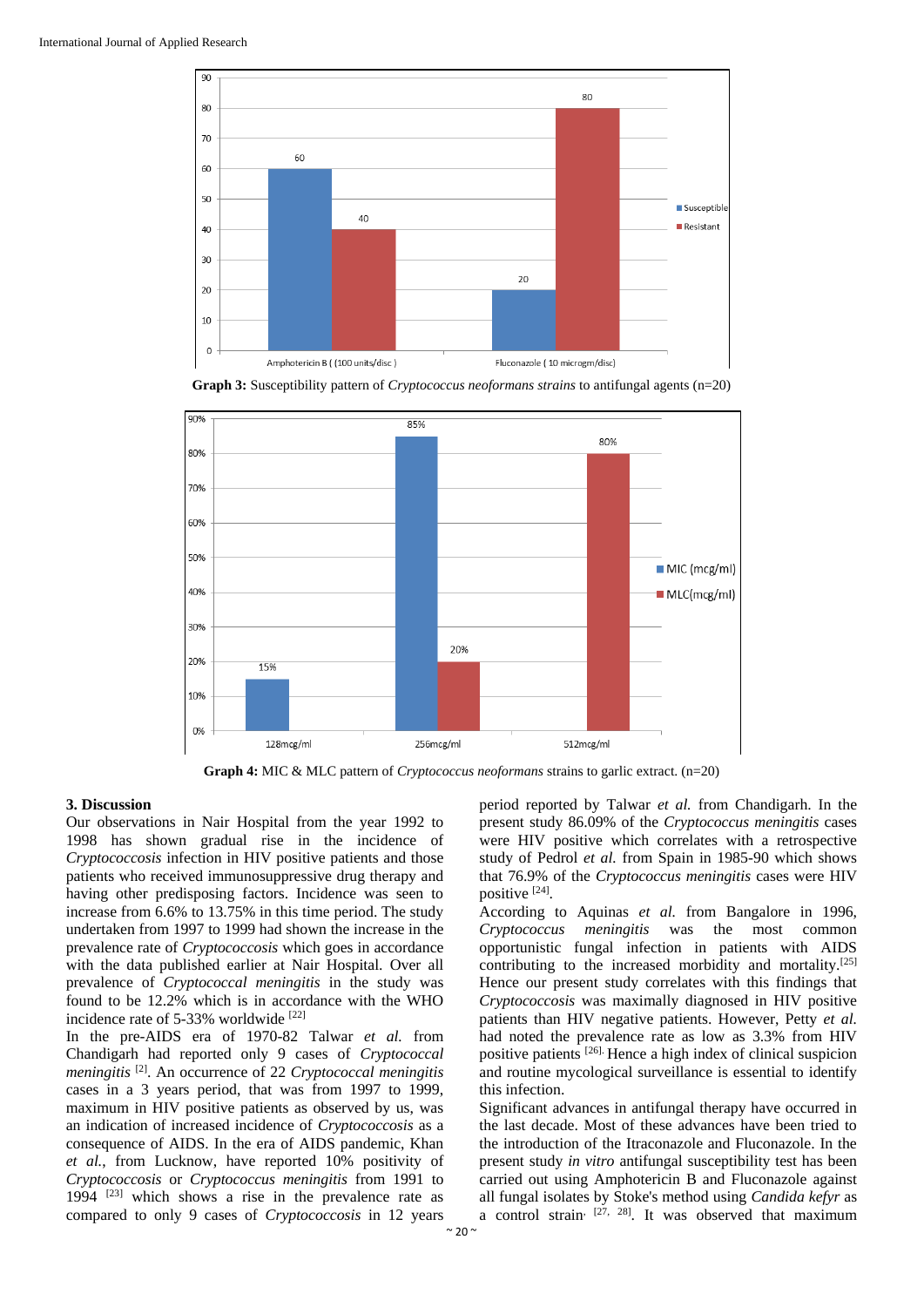**Graph 3:** Susceptibility pattern of *Cryptococcus neoformans strains* to antifungal agents (n=20)

**Graph 4:** MIC & MLC pattern of *Cryptococcus neoformans* strains to garlic extract. (n=20)

### 3. Discussion

Our observations in Nair Hospital from the year 1992 to 1998 has shown gradual rise in the incidence of *Cryptococcosis* infection in HIV positive patients and those patients who received immunosuppressive drug therapy and having other predisposing factors. Incidence was seen to increase from 6.6% to 13.75% in this time period. The study undertaken from 1997 to 1999 had shown the increase in the prevalence rate of *Cryptococcosis* which goes in accordance with the data published earlier at Nair Hospital. Over all prevalence of *Cryptococcal meningitis* in the study was found to be 12.2% which is in accordance with the WHO incidence rate of 5-33% worldwide [22]

In the pre-AIDS era of 1970-82 Talwar *et al.* from Chandigarh had reported only 9 cases of *Cryptococcal meningitis* [2]. An occurrence of 22 *Cryptococcal meningitis* cases in a 3 years period, that was from 1997 to 1999, maximum in HIV positive patients as observed by us, was an indication of increased incidence of *Cryptococcosis* as a consequence of AIDS. In the era of AIDS pandemic, Khan *et al.*, from Lucknow, have reported 10% positivity of *Cryptococcosis* or *Cryptococcus meningitis* from 1991 to 1994 [23] which shows a rise in the prevalence rate as compared to only 9 cases of *Cryptococcosis* in 12 years period reported by Talwar *et al.* from Chandigarh. In the present study 86.09% of the *Cryptococcus meningitis* cases were HIV positive which correlates with a retrospective study of Pedrol *et al.* from Spain in 1985-90 which shows that 76.9% of the *Cryptococcus meningitis* cases were HIV positive [24].

According to Aquinas *et al.* from Bangalore in 1996, *Cryptococcus meningitis* was the most common opportunistic fungal infection in patients with AIDS contributing to the increased morbidity and mortality.[25] Hence our present study correlates with this findings that *Cryptococcosis* was maximally diagnosed in HIV positive patients than HIV negative patients. However, Petty *et al.* had noted the prevalence rate as low as 3.3% from HIV positive patients [26]. Hence a high index of clinical suspicion and routine mycological surveillance is essential to identify this infection.

Significant advances in antifungal therapy have occurred in the last decade. Most of these advances have been tried to the introduction of the Itraconazole and Fluconazole. In the present study *in vitro* antifungal susceptibility test has been carried out using Amphotericin B and Fluconazole against all fungal isolates by Stoke's method using *Candida kefyr* as a control strain [27, 28]. It was observed that maximum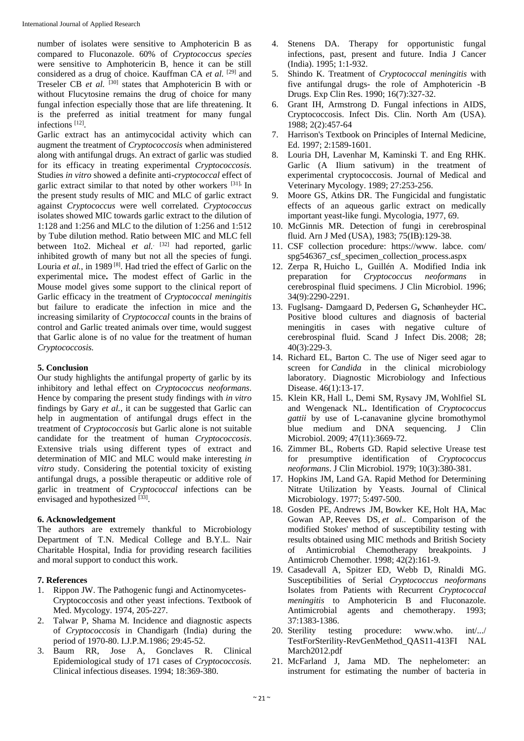number of isolates were sensitive to Amphotericin B as compared to Fluconazole. 60% of *Cryptococcus species* were sensitive to Amphotericin B, hence it can be still considered as a drug of choice. Kauffman CA *et al.* [29] and Treseler CB *et al.* [30] states that Amphotericin B with or without Flucytosine remains the drug of choice for many fungal infection especially those that are life threatening. It is the preferred as initial treatment for many fungal infections [12].

Garlic extract has an antimycocidal activity which can augment the treatment of *Cryptococcosis* when administered along with antifungal drugs. An extract of garlic was studied for its efficacy in treating experimental *Cryptococcosis*. Studies *in vitro* showed a definite anti-*cryptococcal* effect of garlic extract similar to that noted by other workers [31]. In the present study results of MIC and MLC of garlic extract against *Cryptococcus* were well correlated. *Cryptococcus* isolates showed MIC towards garlic extract to the dilution of 1:128 and 1:256 and MLC to the dilution of 1:256 and 1:512 by Tube dilution method. Ratio between MIC and MLC fell between 1to2. Micheal *et al.* [32] had reported, garlic inhibited growth of many but not all the species of fungi. Louria *et al.*, in 1989 [8]. Had tried the effect of Garlic on the experimental mice**.** The modest effect of Garlic in the Mouse model gives some support to the clinical report of Garlic efficacy in the treatment of *Cryptococcal meningitis* but failure to eradicate the infection in mice and the increasing similarity of *Cryptococcal* counts in the brains of control and Garlic treated animals over time, would suggest that Garlic alone is of no value for the treatment of human *Cryptococcosis.*

## 5. Conclusion

Our study highlights the antifungal property of garlic by its inhibitory and lethal effect on *Cryptococcus neoformans*. Hence by comparing the present study findings with *in vitro* findings by Gary *et al.*, it can be suggested that Garlic can help in augmentation of antifungal drugs effect in the treatment of *Cryptococcosis* but Garlic alone is not suitable candidate for the treatment of human *Cryptococcosis*. Extensive trials using different types of extract and determination of MIC and MLC would make interesting *in vitro* study. Considering the potential toxicity of existing antifungal drugs, a possible therapeutic or additive role of garlic in treatment of C*ryptococcal* infections can be envisaged and hypothesized [33].

## 6. Acknowledgement

The authors are extremely thankful to Microbiology Department of T.N. Medical College and B.Y.L. Nair Charitable Hospital, India for providing research facilities and moral support to conduct this work.

## 7. References

1. Rippon JW. The Pathogenic fungi and Actinomycetes- Cryptococcosis and other yeast infections. Textbook of Med. Mycology. 1974, 205-227.
2. Talwar P, Shama M. Incidence and diagnostic aspects of *Cryptococcosis* in Chandigarh (India) during the period of 1970-80. I.J.P.M.1986; 29:45-52.
3. Baum RR, Jose A, Gonclaves R. Clinical Epidemiological study of 171 cases of *Cryptococcosis.* Clinical infectious diseases. 1994; 18:369-380.
4. Stenens DA. Therapy for opportunistic fungal infections, past, present and future. India J Cancer (India). 1995; 1:1-932.
5. Shindo K. Treatment of *Cryptococcal meningitis* with five antifungal drugs- the role of Amphotericin -B Drugs. Exp Clin Res. 1990; 16(7):327-32.
6. Grant IH, Armstrong D. Fungal infections in AIDS, Cryptococcosis. Infect Dis. Clin. North Am (USA). 1988; 2(2):457-64
7. Harrison's Textbook on Principles of Internal Medicine, Ed. 1997; 2:1589-1601.
8. Louria DH, Lavenhar M, Kaminski T. and Eng RHK. Garlic (A Ilium sativum) in the treatment of experimental cryptococcosis. Journal of Medical and Veterinary Mycology. 1989; 27:253-256.
9. Moore GS, Atkins DR. The Fungicidal and fungistatic effects of an aqueous garlic extract on medically important yeast-like fungi. Mycologia, 1977, 69.
10. McGinnis MR. Detection of fungi in cerebrospinal fluid. Arn J Med (USA), 1983; 75(IB):129-38.
11. CSF collection procedure: https://www. labce. com/ spg546367_csf_specimen_collection_process.aspx
12. Zerpa R, Huicho L, Guillén A. Modified India ink preparation for *Cryptococcus neoformans* in cerebrospinal fluid specimens. J Clin Microbiol. 1996; 34(9):2290-2291.
13. Fuglsang- Damgaard D, Pedersen G**,** Schønheyder HC**.** Positive blood cultures and diagnosis of bacterial meningitis in cases with negative culture of cerebrospinal fluid. Scand J Infect Dis. 2008; 28; 40(3):229-3.
14. Richard EL, Barton C. The use of Niger seed agar to screen for *Candida* in the clinical microbiology laboratory. Diagnostic Microbiology and Infectious Disease. 46(1):13-17.
15. Klein KR, Hall L, Demi SM, Rysavy JM, Wohlfiel SL and Wengenack NL**.** Identification of *Cryptococcus gattii* by use of L-canavanine glycine bromothymol blue medium and DNA sequencing. J Clin Microbiol. 2009; 47(11):3669-72.
16. Zimmer BL, Roberts GD. Rapid selective Urease test for presumptive identification of *Cryptococcus neoformans*. J Clin Microbiol*.* 1979; 10(3):380-381.
17. Hopkins JM, Land GA. Rapid Method for Determining Nitrate Utilization by Yeasts. Journal of Clinical Microbiology. 1977; 5:497-500.
18. Gosden PE, Andrews JM, Bowker KE, Holt HA, Mac Gowan AP, Reeves DS, *et al.*. Comparison of the modified Stokes' method of susceptibility testing with results obtained using MIC methods and British Society of Antimicrobial Chemotherapy breakpoints. J Antimicrob Chemother. 1998; 42(2):161-9.
19. Casadevall A, Spitzer ED, Webb D, Rinaldi MG. Susceptibilities of Serial *Cryptococcus neoformans* Isolates from Patients with Recurrent *Cryptococcal meningitis* to Amphotericin B and Fluconazole. Antimicrobial agents and chemotherapy. 1993; 37:1383-1386.
20. Sterility testing procedure: www.who. int/.../ TestForSterility-RevGenMethod_QAS11-413FI NAL March2012.pdf
21. McFarland J, Jama MD. The nephelometer: an instrument for estimating the number of bacteria in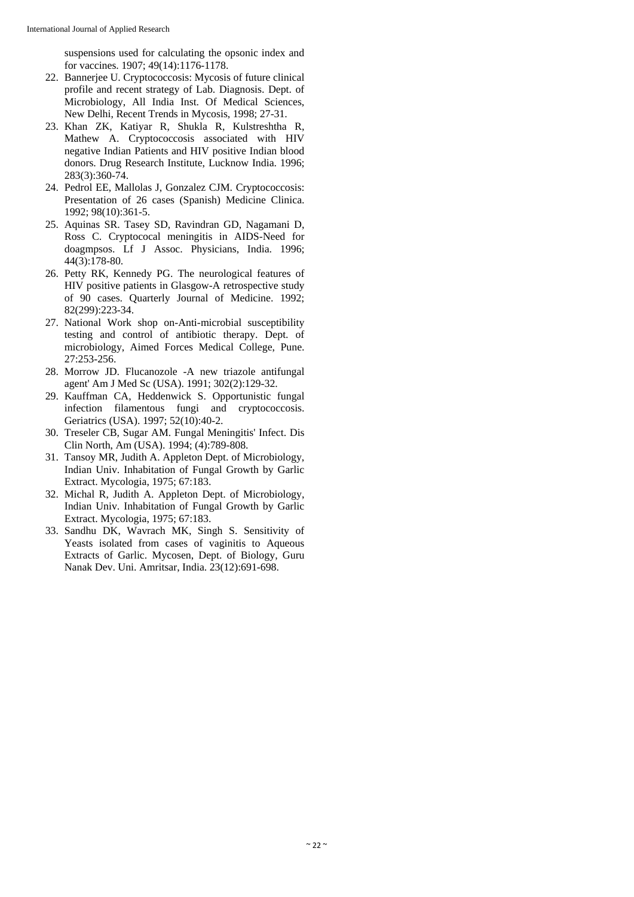suspensions used for calculating the opsonic index and for vaccines. 1907; 49(14):1176-1178.

22. Bannerjee U. Cryptococcosis: Mycosis of future clinical profile and recent strategy of Lab. Diagnosis. Dept. of Microbiology, All India Inst. Of Medical Sciences, New Delhi, Recent Trends in Mycosis, 1998; 27-31.
23. Khan ZK, Katiyar R, Shukla R, Kulstreshtha R, Mathew A. Cryptococcosis associated with HIV negative Indian Patients and HIV positive Indian blood donors. Drug Research Institute, Lucknow India. 1996; 283(3):360-74.
24. Pedrol EE, Mallolas J, Gonzalez CJM. Cryptococcosis: Presentation of 26 cases (Spanish) Medicine Clinica. 1992; 98(10):361-5.
25. Aquinas SR. Tasey SD, Ravindran GD, Nagamani D, Ross C. Cryptococal meningitis in AIDS-Need for doagmpsos. Lf J Assoc. Physicians, India. 1996; 44(3):178-80.
26. Petty RK, Kennedy PG. The neurological features of HIV positive patients in Glasgow-A retrospective study of 90 cases. Quarterly Journal of Medicine. 1992; 82(299):223-34.
27. National Work shop on-Anti-microbial susceptibility testing and control of antibiotic therapy. Dept. of microbiology, Aimed Forces Medical College, Pune. 27:253-256.
28. Morrow JD. Flucanozole -A new triazole antifungal agent' Am J Med Sc (USA). 1991; 302(2):129-32.
29. Kauffman CA, Heddenwick S. Opportunistic fungal infection filamentous fungi and cryptococcosis. Geriatrics (USA). 1997; 52(10):40-2.
30. Treseler CB, Sugar AM. Fungal Meningitis' Infect. Dis Clin North, Am (USA). 1994; (4):789-808.
31. Tansoy MR, Judith A. Appleton Dept. of Microbiology, Indian Univ. Inhabitation of Fungal Growth by Garlic Extract. Mycologia, 1975; 67:183.
32. Michal R, Judith A. Appleton Dept. of Microbiology, Indian Univ. Inhabitation of Fungal Growth by Garlic Extract. Mycologia, 1975; 67:183.
33. Sandhu DK, Wavrach MK, Singh S. Sensitivity of Yeasts isolated from cases of vaginitis to Aqueous Extracts of Garlic. Mycosen, Dept. of Biology, Guru Nanak Dev. Uni. Amritsar, India. 23(12):691-698.